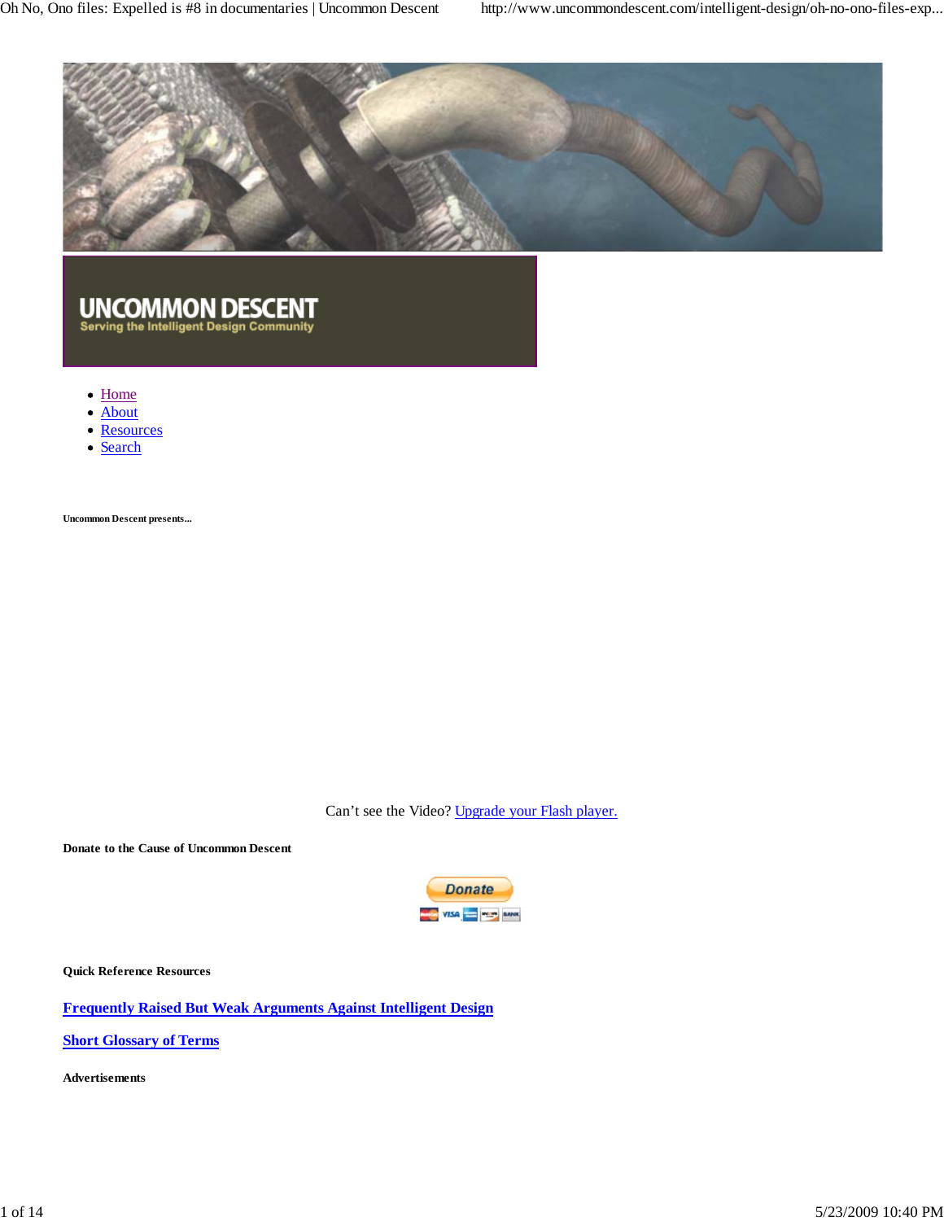UNCOMMON DESCENT

Serving the Intelligent Design Community

- Home
- About
- Resources
- Search

**Uncommon Descent presents...**

Can't see the Video? Upgrade your Flash player.

**Donate to the Cause of Uncommon Descent**

Donate

**Quick Reference Resources**

**Frequently Raised But Weak Arguments Against Intelligent Design**

**Short Glossary of Terms**

**Advertisements**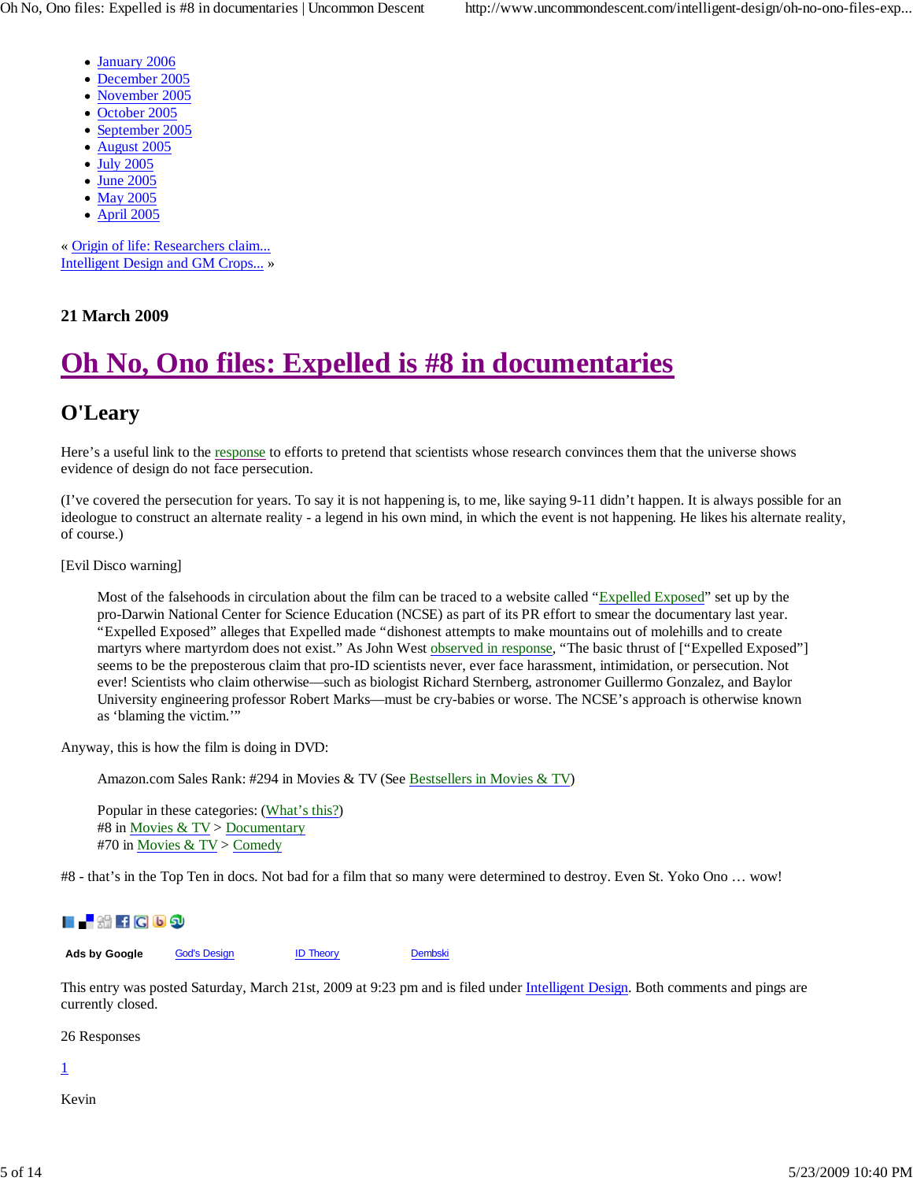- January 2006
- December 2005
- November 2005
- October 2005
- September 2005
- August 2005
- July 2005
- June 2005
- May 2005
- April 2005

« Origin of life: Researchers claim...
Intelligent Design and GM Crops... »

**21 March 2009**

# Oh No, Ono files: Expelled is #8 in documentaries

## O'Leary

Here's a useful link to the response to efforts to pretend that scientists whose research convinces them that the universe shows evidence of design do not face persecution.

(I've covered the persecution for years. To say it is not happening is, to me, like saying 9-11 didn't happen. It is always possible for an ideologue to construct an alternate reality - a legend in his own mind, in which the event is not happening. He likes his alternate reality, of course.)

[Evil Disco warning]

> Most of the falsehoods in circulation about the film can be traced to a website called "Expelled Exposed" set up by the pro-Darwin National Center for Science Education (NCSE) as part of its PR effort to smear the documentary last year. "Expelled Exposed" alleges that Expelled made "dishonest attempts to make mountains out of molehills and to create martyrs where martyrdom does not exist." As John West observed in response, "The basic thrust of ["Expelled Exposed"] seems to be the preposterous claim that pro-ID scientists never, ever face harassment, intimidation, or persecution. Not ever! Scientists who claim otherwise—such as biologist Richard Sternberg, astronomer Guillermo Gonzalez, and Baylor University engineering professor Robert Marks—must be cry-babies or worse. The NCSE's approach is otherwise known as 'blaming the victim.'"

Anyway, this is how the film is doing in DVD:

> Amazon.com Sales Rank: #294 in Movies & TV (See Bestsellers in Movies & TV)
>
> Popular in these categories: (What's this?)
> #8 in Movies & TV > Documentary
> #70 in Movies & TV > Comedy

#8 - that's in the Top Ten in docs. Not bad for a film that so many were determined to destroy. Even St. Yoko Ono … wow!

Ads by Google God's Design ID Theory Dembski

This entry was posted Saturday, March 21st, 2009 at 9:23 pm and is filed under Intelligent Design. Both comments and pings are currently closed.

26 Responses

1

Kevin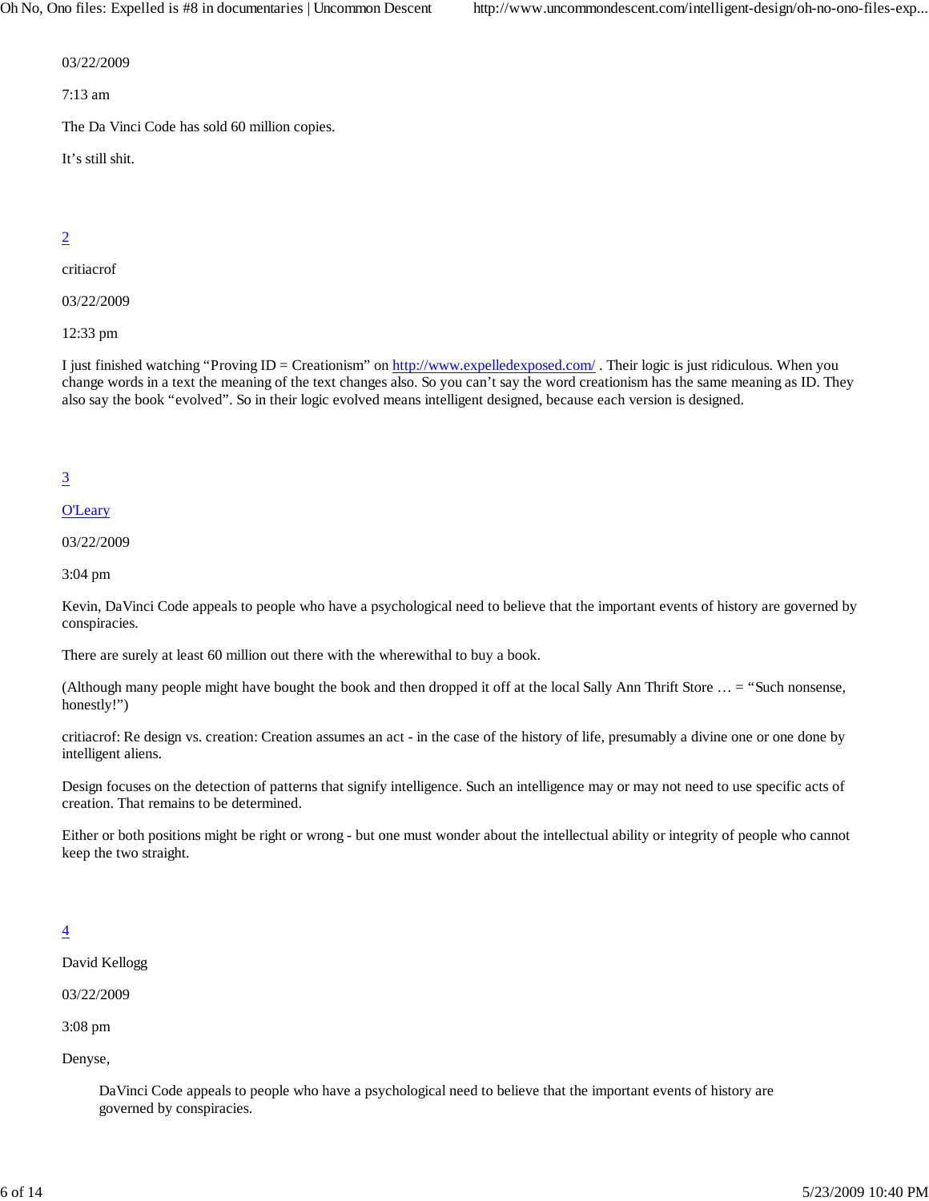03/22/2009

7:13 am

The Da Vinci Code has sold 60 million copies.

It's still shit.

[2](#)

critiacrof

03/22/2009

12:33 pm

I just finished watching "Proving ID = Creationism" on [http://www.expelledexposed.com/](http://www.expelledexposed.com/) . Their logic is just ridiculous. When you change words in a text the meaning of the text changes also. So you can't say the word creationism has the same meaning as ID. They also say the book "evolved". So in their logic evolved means intelligent designed, because each version is designed.

[3](#)

[O'Leary](#)

03/22/2009

3:04 pm

Kevin, DaVinci Code appeals to people who have a psychological need to believe that the important events of history are governed by conspiracies.

There are surely at least 60 million out there with the wherewithal to buy a book.

(Although many people might have bought the book and then dropped it off at the local Sally Ann Thrift Store … = "Such nonsense, honestly!")

critiacrof: Re design vs. creation: Creation assumes an act - in the case of the history of life, presumably a divine one or one done by intelligent aliens.

Design focuses on the detection of patterns that signify intelligence. Such an intelligence may or may not need to use specific acts of creation. That remains to be determined.

Either or both positions might be right or wrong - but one must wonder about the intellectual ability or integrity of people who cannot keep the two straight.

[4](#)

David Kellogg

03/22/2009

3:08 pm

Denyse,

> DaVinci Code appeals to people who have a psychological need to believe that the important events of history are governed by conspiracies.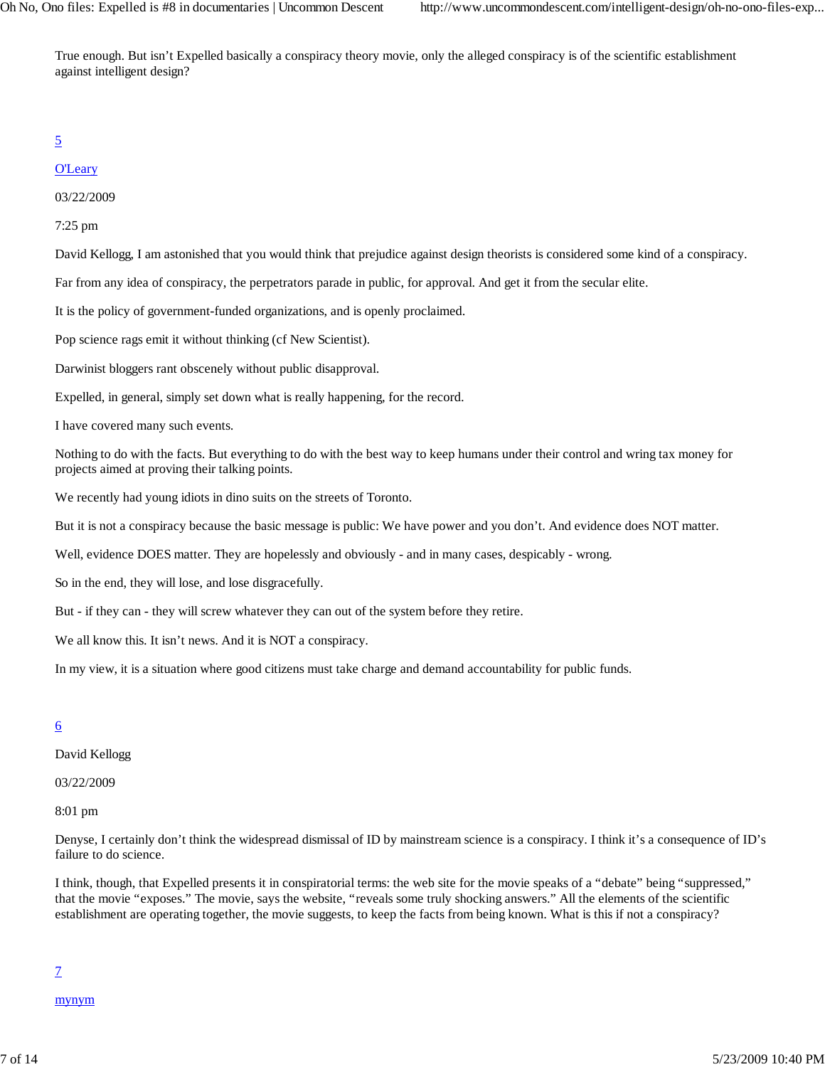True enough. But isn't Expelled basically a conspiracy theory movie, only the alleged conspiracy is of the scientific establishment against intelligent design?

[5](#)

[O'Leary](#)

03/22/2009

7:25 pm

David Kellogg, I am astonished that you would think that prejudice against design theorists is considered some kind of a conspiracy.

Far from any idea of conspiracy, the perpetrators parade in public, for approval. And get it from the secular elite.

It is the policy of government-funded organizations, and is openly proclaimed.

Pop science rags emit it without thinking (cf New Scientist).

Darwinist bloggers rant obscenely without public disapproval.

Expelled, in general, simply set down what is really happening, for the record.

I have covered many such events.

Nothing to do with the facts. But everything to do with the best way to keep humans under their control and wring tax money for projects aimed at proving their talking points.

We recently had young idiots in dino suits on the streets of Toronto.

But it is not a conspiracy because the basic message is public: We have power and you don't. And evidence does NOT matter.

Well, evidence DOES matter. They are hopelessly and obviously - and in many cases, despicably - wrong.

So in the end, they will lose, and lose disgracefully.

But - if they can - they will screw whatever they can out of the system before they retire.

We all know this. It isn't news. And it is NOT a conspiracy.

In my view, it is a situation where good citizens must take charge and demand accountability for public funds.

[6](#)

David Kellogg

03/22/2009

8:01 pm

Denyse, I certainly don't think the widespread dismissal of ID by mainstream science is a conspiracy. I think it's a consequence of ID's failure to do science.

I think, though, that Expelled presents it in conspiratorial terms: the web site for the movie speaks of a "debate" being "suppressed," that the movie "exposes." The movie, says the website, "reveals some truly shocking answers." All the elements of the scientific establishment are operating together, the movie suggests, to keep the facts from being known. What is this if not a conspiracy?

[7](#)

[mynym](#)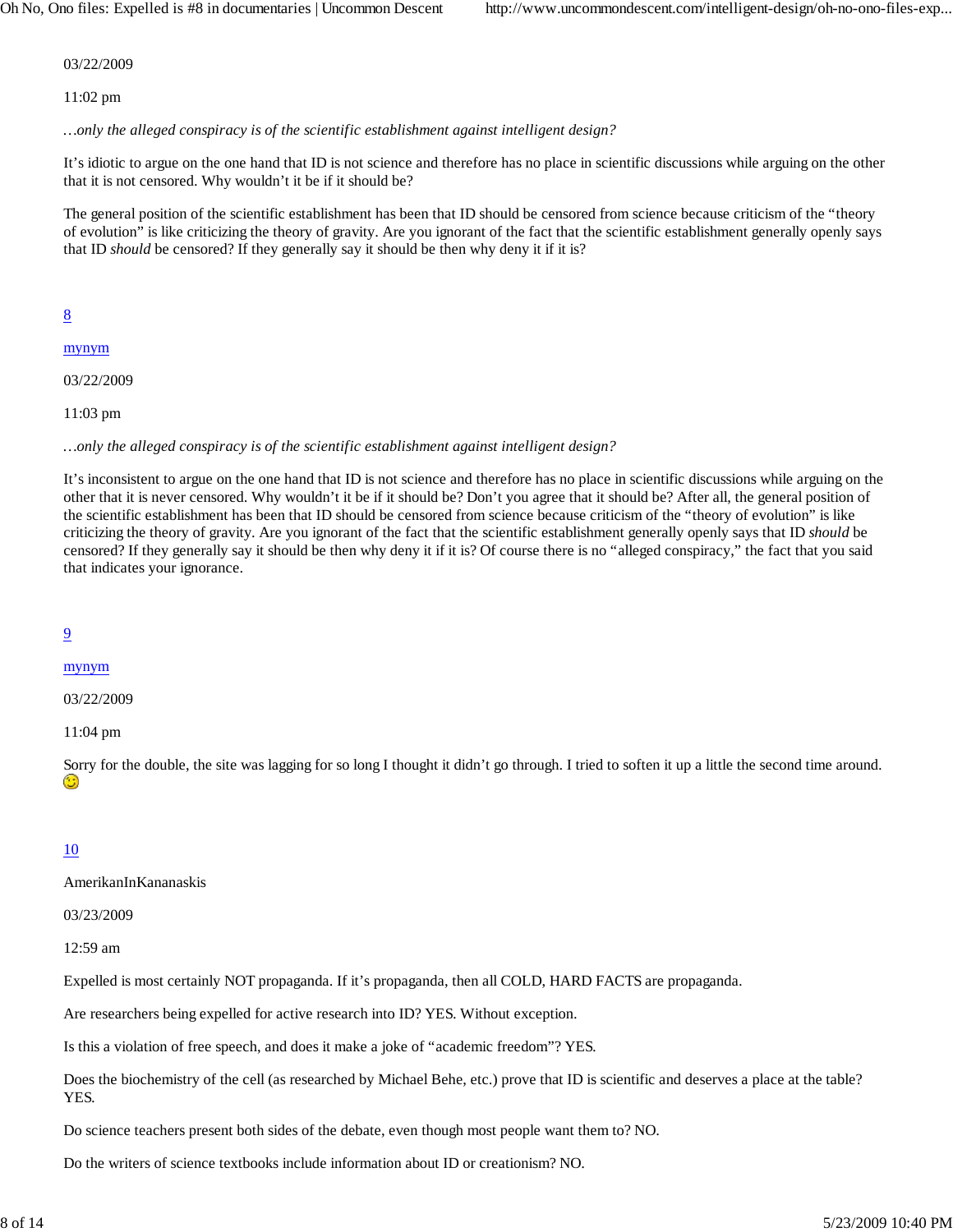03/22/2009

11:02 pm

*…only the alleged conspiracy is of the scientific establishment against intelligent design?*

It's idiotic to argue on the one hand that ID is not science and therefore has no place in scientific discussions while arguing on the other that it is not censored. Why wouldn't it be if it should be?

The general position of the scientific establishment has been that ID should be censored from science because criticism of the "theory of evolution" is like criticizing the theory of gravity. Are you ignorant of the fact that the scientific establishment generally openly says that ID *should* be censored? If they generally say it should be then why deny it if it is?

[8](#)

[mynym](#)

03/22/2009

11:03 pm

*…only the alleged conspiracy is of the scientific establishment against intelligent design?*

It's inconsistent to argue on the one hand that ID is not science and therefore has no place in scientific discussions while arguing on the other that it is never censored. Why wouldn't it be if it should be? Don't you agree that it should be? After all, the general position of the scientific establishment has been that ID should be censored from science because criticism of the "theory of evolution" is like criticizing the theory of gravity. Are you ignorant of the fact that the scientific establishment generally openly says that ID *should* be censored? If they generally say it should be then why deny it if it is? Of course there is no "alleged conspiracy," the fact that you said that indicates your ignorance.

[9](#)

[mynym](#)

03/22/2009

11:04 pm

Sorry for the double, the site was lagging for so long I thought it didn't go through. I tried to soften it up a little the second time around. 😉

[10](#)

AmerikanInKananaskis

03/23/2009

12:59 am

Expelled is most certainly NOT propaganda. If it's propaganda, then all COLD, HARD FACTS are propaganda.

Are researchers being expelled for active research into ID? YES. Without exception.

Is this a violation of free speech, and does it make a joke of "academic freedom"? YES.

Does the biochemistry of the cell (as researched by Michael Behe, etc.) prove that ID is scientific and deserves a place at the table? YES.

Do science teachers present both sides of the debate, even though most people want them to? NO.

Do the writers of science textbooks include information about ID or creationism? NO.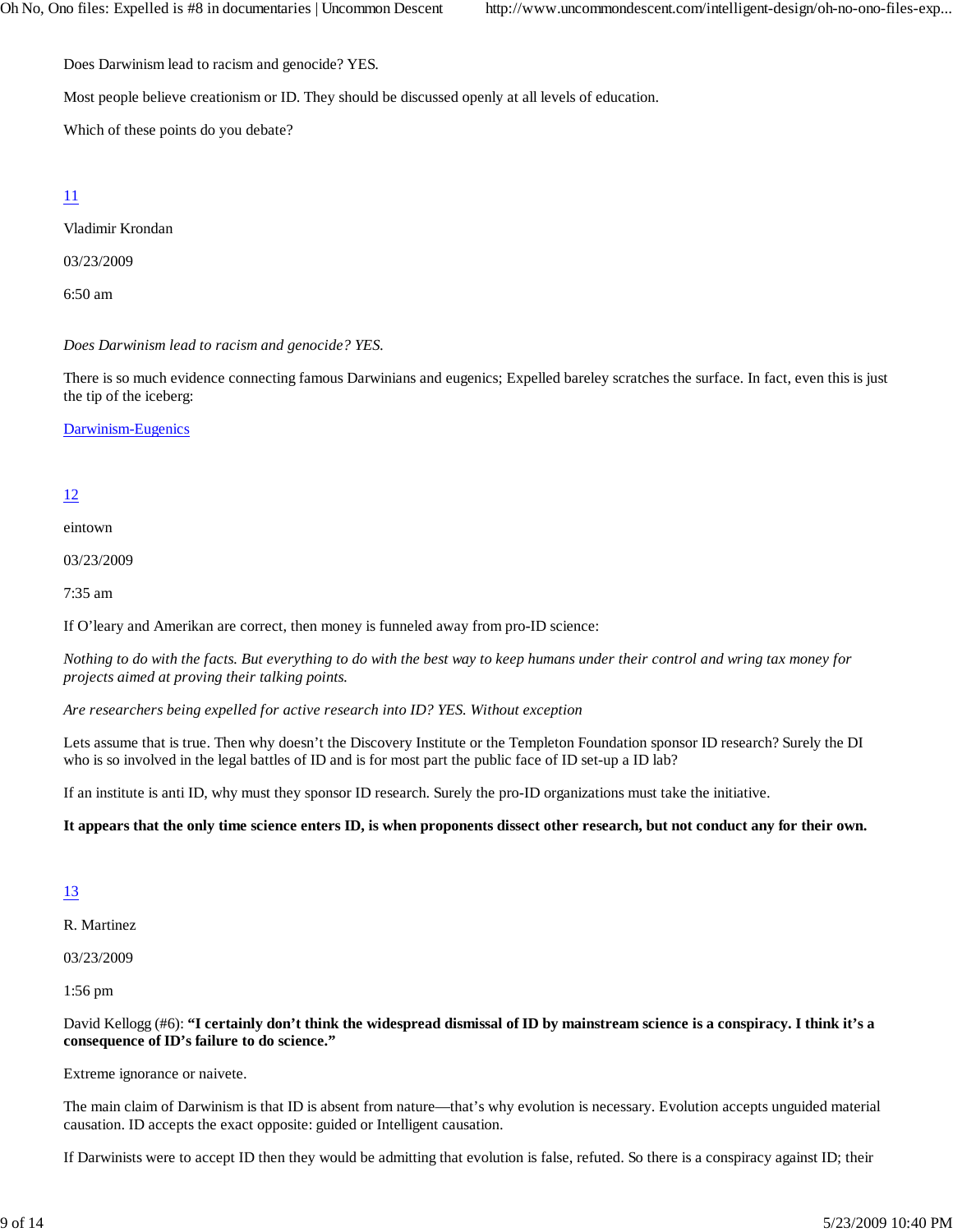Does Darwinism lead to racism and genocide? YES.

Most people believe creationism or ID. They should be discussed openly at all levels of education.

Which of these points do you debate?

[11](#)

Vladimir Krondan

03/23/2009

6:50 am

*Does Darwinism lead to racism and genocide? YES.*

There is so much evidence connecting famous Darwinians and eugenics; Expelled bareley scratches the surface. In fact, even this is just the tip of the iceberg:

[Darwinism-Eugenics](#)

[12](#)

eintown

03/23/2009

7:35 am

If O'leary and Amerikan are correct, then money is funneled away from pro-ID science:

*Nothing to do with the facts. But everything to do with the best way to keep humans under their control and wring tax money for projects aimed at proving their talking points.*

*Are researchers being expelled for active research into ID? YES. Without exception*

Lets assume that is true. Then why doesn't the Discovery Institute or the Templeton Foundation sponsor ID research? Surely the DI who is so involved in the legal battles of ID and is for most part the public face of ID set-up a ID lab?

If an institute is anti ID, why must they sponsor ID research. Surely the pro-ID organizations must take the initiative.

**It appears that the only time science enters ID, is when proponents dissect other research, but not conduct any for their own.**

[13](#)

R. Martinez

03/23/2009

1:56 pm

David Kellogg (#6): **"I certainly don't think the widespread dismissal of ID by mainstream science is a conspiracy. I think it's a consequence of ID's failure to do science."**

Extreme ignorance or naivete.

The main claim of Darwinism is that ID is absent from nature—that's why evolution is necessary. Evolution accepts unguided material causation. ID accepts the exact opposite: guided or Intelligent causation.

If Darwinists were to accept ID then they would be admitting that evolution is false, refuted. So there is a conspiracy against ID; their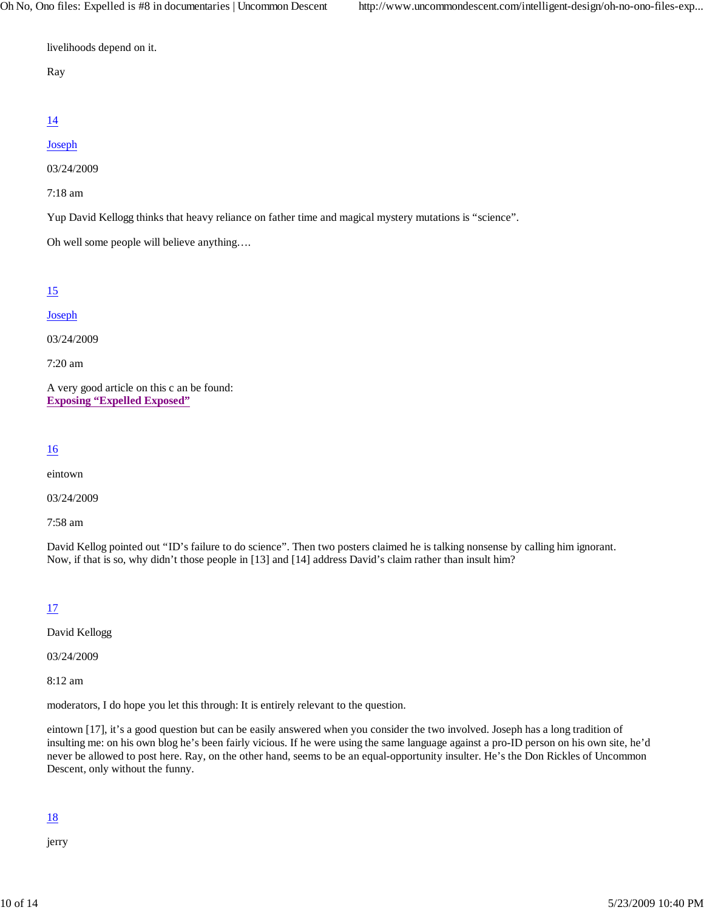livelihoods depend on it.

Ray

14

Joseph

03/24/2009

7:18 am

Yup David Kellogg thinks that heavy reliance on father time and magical mystery mutations is “science”.

Oh well some people will believe anything….

15

Joseph

03/24/2009

7:20 am

A very good article on this c an be found:
**Exposing “Expelled Exposed”**

16

eintown

03/24/2009

7:58 am

David Kellog pointed out “ID’s failure to do science”. Then two posters claimed he is talking nonsense by calling him ignorant. Now, if that is so, why didn’t those people in [13] and [14] address David’s claim rather than insult him?

17

David Kellogg

03/24/2009

8:12 am

moderators, I do hope you let this through: It is entirely relevant to the question.

eintown [17], it’s a good question but can be easily answered when you consider the two involved. Joseph has a long tradition of insulting me: on his own blog he’s been fairly vicious. If he were using the same language against a pro-ID person on his own site, he’d never be allowed to post here. Ray, on the other hand, seems to be an equal-opportunity insulter. He’s the Don Rickles of Uncommon Descent, only without the funny.

18

jerry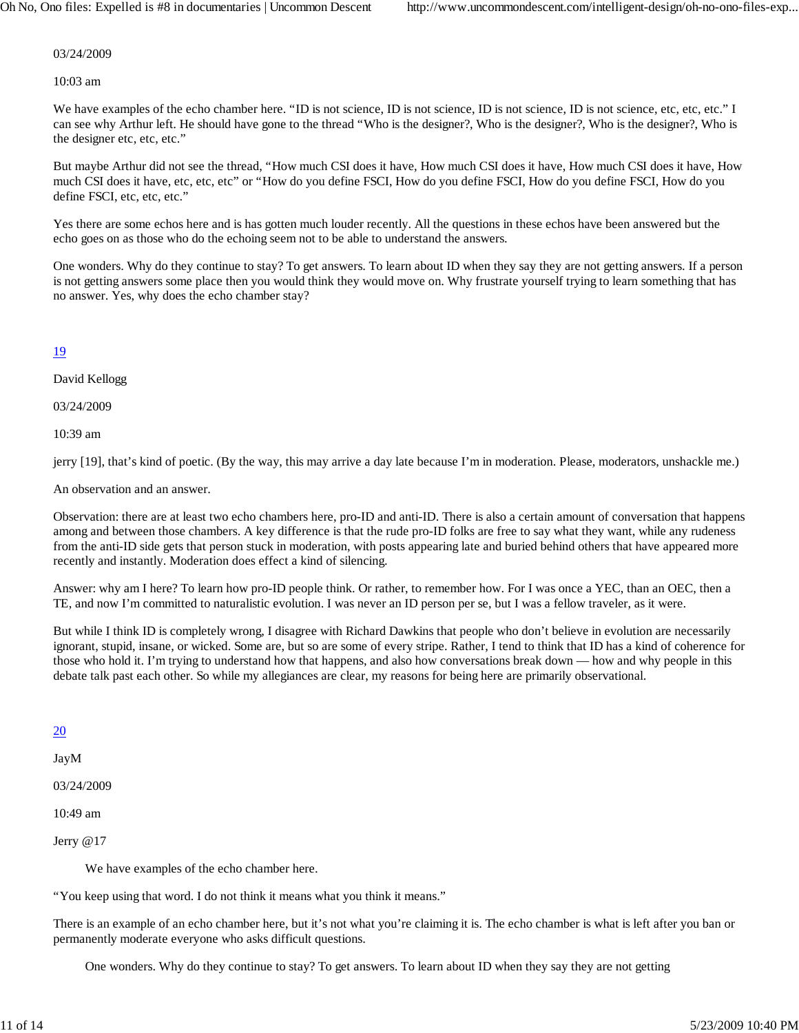03/24/2009

10:03 am

We have examples of the echo chamber here. “ID is not science, ID is not science, ID is not science, ID is not science, etc, etc, etc.” I can see why Arthur left. He should have gone to the thread “Who is the designer?, Who is the designer?, Who is the designer?, Who is the designer etc, etc, etc.”

But maybe Arthur did not see the thread, “How much CSI does it have, How much CSI does it have, How much CSI does it have, How much CSI does it have, etc, etc, etc” or “How do you define FSCI, How do you define FSCI, How do you define FSCI, How do you define FSCI, etc, etc, etc.”

Yes there are some echos here and is has gotten much louder recently. All the questions in these echos have been answered but the echo goes on as those who do the echoing seem not to be able to understand the answers.

One wonders. Why do they continue to stay? To get answers. To learn about ID when they say they are not getting answers. If a person is not getting answers some place then you would think they would move on. Why frustrate yourself trying to learn something that has no answer. Yes, why does the echo chamber stay?

19

David Kellogg

03/24/2009

10:39 am

jerry [19], that’s kind of poetic. (By the way, this may arrive a day late because I’m in moderation. Please, moderators, unshackle me.)

An observation and an answer.

Observation: there are at least two echo chambers here, pro-ID and anti-ID. There is also a certain amount of conversation that happens among and between those chambers. A key difference is that the rude pro-ID folks are free to say what they want, while any rudeness from the anti-ID side gets that person stuck in moderation, with posts appearing late and buried behind others that have appeared more recently and instantly. Moderation does effect a kind of silencing.

Answer: why am I here? To learn how pro-ID people think. Or rather, to remember how. For I was once a YEC, than an OEC, then a TE, and now I’m committed to naturalistic evolution. I was never an ID person per se, but I was a fellow traveler, as it were.

But while I think ID is completely wrong, I disagree with Richard Dawkins that people who don’t believe in evolution are necessarily ignorant, stupid, insane, or wicked. Some are, but so are some of every stripe. Rather, I tend to think that ID has a kind of coherence for those who hold it. I’m trying to understand how that happens, and also how conversations break down — how and why people in this debate talk past each other. So while my allegiances are clear, my reasons for being here are primarily observational.

20

JayM

03/24/2009

10:49 am

Jerry @17

> We have examples of the echo chamber here.

“You keep using that word. I do not think it means what you think it means.”

There is an example of an echo chamber here, but it’s not what you’re claiming it is. The echo chamber is what is left after you ban or permanently moderate everyone who asks difficult questions.

> One wonders. Why do they continue to stay? To get answers. To learn about ID when they say they are not getting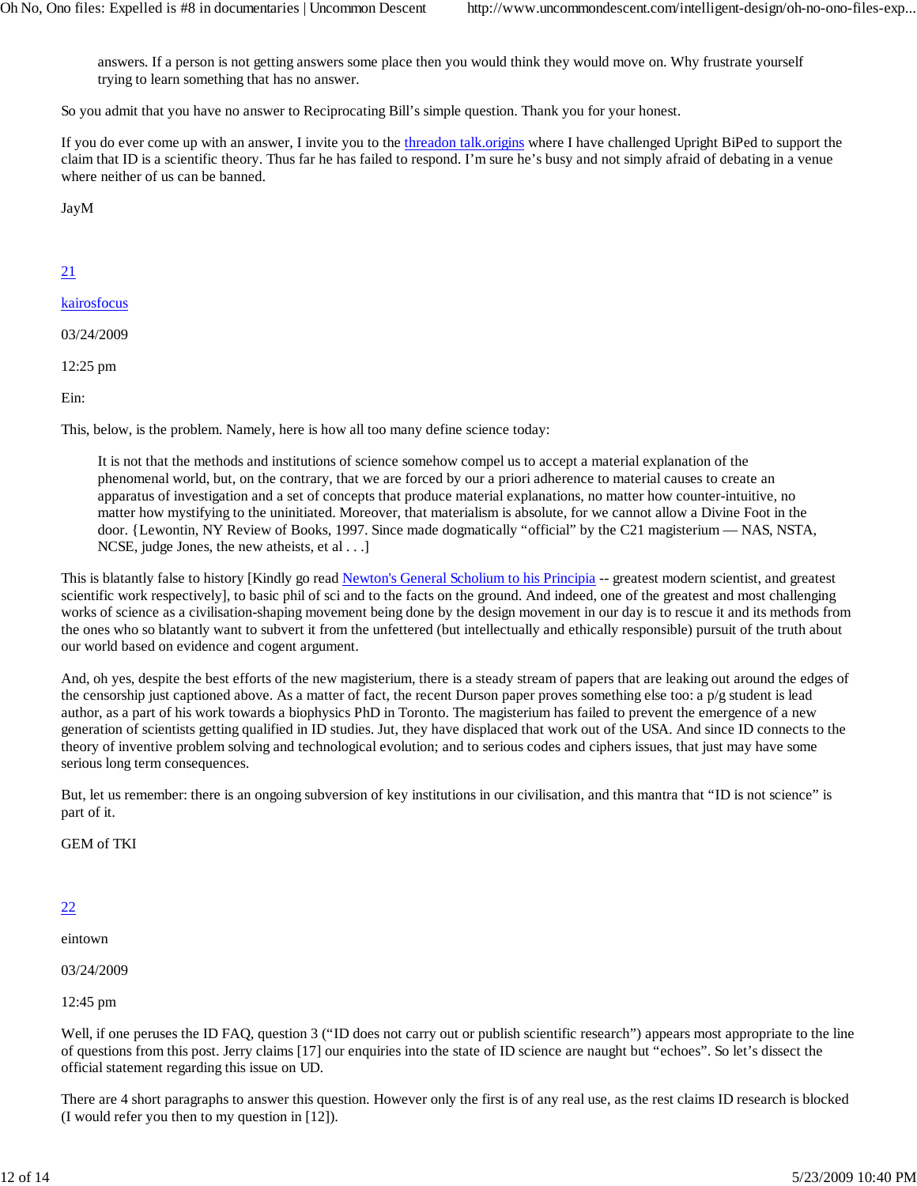> answers. If a person is not getting answers some place then you would think they would move on. Why frustrate yourself trying to learn something that has no answer.

So you admit that you have no answer to Reciprocating Bill's simple question. Thank you for your honest.

If you do ever come up with an answer, I invite you to the threadon talk.origins where I have challenged Upright BiPed to support the claim that ID is a scientific theory. Thus far he has failed to respond. I'm sure he's busy and not simply afraid of debating in a venue where neither of us can be banned.

JayM

21

kairosfocus

03/24/2009

12:25 pm

Ein:

This, below, is the problem. Namely, here is how all too many define science today:

> It is not that the methods and institutions of science somehow compel us to accept a material explanation of the phenomenal world, but, on the contrary, that we are forced by our a priori adherence to material causes to create an apparatus of investigation and a set of concepts that produce material explanations, no matter how counter-intuitive, no matter how mystifying to the uninitiated. Moreover, that materialism is absolute, for we cannot allow a Divine Foot in the door. {Lewontin, NY Review of Books, 1997. Since made dogmatically "official" by the C21 magisterium — NAS, NSTA, NCSE, judge Jones, the new atheists, et al . . .]

This is blatantly false to history [Kindly go read Newton's General Scholium to his Principia -- greatest modern scientist, and greatest scientific work respectively], to basic phil of sci and to the facts on the ground. And indeed, one of the greatest and most challenging works of science as a civilisation-shaping movement being done by the design movement in our day is to rescue it and its methods from the ones who so blatantly want to subvert it from the unfettered (but intellectually and ethically responsible) pursuit of the truth about our world based on evidence and cogent argument.

And, oh yes, despite the best efforts of the new magisterium, there is a steady stream of papers that are leaking out around the edges of the censorship just captioned above. As a matter of fact, the recent Durson paper proves something else too: a p/g student is lead author, as a part of his work towards a biophysics PhD in Toronto. The magisterium has failed to prevent the emergence of a new generation of scientists getting qualified in ID studies. Jut, they have displaced that work out of the USA. And since ID connects to the theory of inventive problem solving and technological evolution; and to serious codes and ciphers issues, that just may have some serious long term consequences.

But, let us remember: there is an ongoing subversion of key institutions in our civilisation, and this mantra that "ID is not science" is part of it.

GEM of TKI

22

eintown

03/24/2009

12:45 pm

Well, if one peruses the ID FAQ, question 3 ("ID does not carry out or publish scientific research") appears most appropriate to the line of questions from this post. Jerry claims [17] our enquiries into the state of ID science are naught but "echoes". So let's dissect the official statement regarding this issue on UD.

There are 4 short paragraphs to answer this question. However only the first is of any real use, as the rest claims ID research is blocked (I would refer you then to my question in [12]).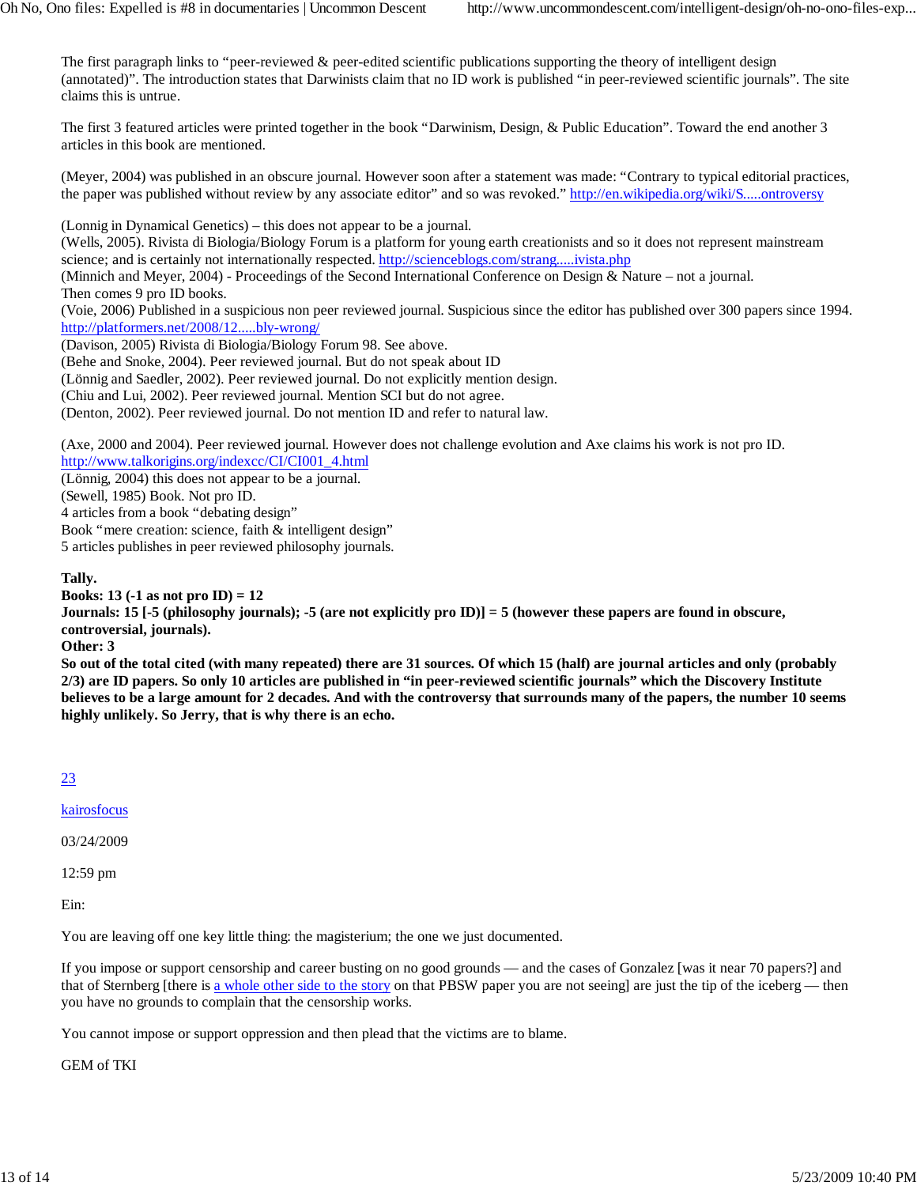The first paragraph links to "peer-reviewed & peer-edited scientific publications supporting the theory of intelligent design (annotated)". The introduction states that Darwinists claim that no ID work is published "in peer-reviewed scientific journals". The site claims this is untrue.

The first 3 featured articles were printed together in the book "Darwinism, Design, & Public Education". Toward the end another 3 articles in this book are mentioned.

(Meyer, 2004) was published in an obscure journal. However soon after a statement was made: "Contrary to typical editorial practices, the paper was published without review by any associate editor" and so was revoked." http://en.wikipedia.org/wiki/S.....ontroversy

(Lonnig in Dynamical Genetics) – this does not appear to be a journal.
(Wells, 2005). Rivista di Biologia/Biology Forum is a platform for young earth creationists and so it does not represent mainstream science; and is certainly not internationally respected. http://scienceblogs.com/strang.....ivista.php
(Minnich and Meyer, 2004) - Proceedings of the Second International Conference on Design & Nature – not a journal.
Then comes 9 pro ID books.
(Voie, 2006) Published in a suspicious non peer reviewed journal. Suspicious since the editor has published over 300 papers since 1994. http://platformers.net/2008/12.....bly-wrong/
(Davison, 2005) Rivista di Biologia/Biology Forum 98. See above.
(Behe and Snoke, 2004). Peer reviewed journal. But do not speak about ID
(Lönnig and Saedler, 2002). Peer reviewed journal. Do not explicitly mention design.
(Chiu and Lui, 2002). Peer reviewed journal. Mention SCI but do not agree.
(Denton, 2002). Peer reviewed journal. Do not mention ID and refer to natural law.

(Axe, 2000 and 2004). Peer reviewed journal. However does not challenge evolution and Axe claims his work is not pro ID. http://www.talkorigins.org/indexcc/CI/CI001_4.html
(Lönnig, 2004) this does not appear to be a journal.
(Sewell, 1985) Book. Not pro ID.
4 articles from a book "debating design"
Book "mere creation: science, faith & intelligent design"
5 articles publishes in peer reviewed philosophy journals.

**Tally.**
**Books: 13 (-1 as not pro ID) = 12**
**Journals: 15 [-5 (philosophy journals); -5 (are not explicitly pro ID)] = 5 (however these papers are found in obscure, controversial, journals).**
**Other: 3**
**So out of the total cited (with many repeated) there are 31 sources. Of which 15 (half) are journal articles and only (probably 2/3) are ID papers. So only 10 articles are published in "in peer-reviewed scientific journals" which the Discovery Institute believes to be a large amount for 2 decades. And with the controversy that surrounds many of the papers, the number 10 seems highly unlikely. So Jerry, that is why there is an echo.**

23

kairosfocus

03/24/2009

12:59 pm

Ein:

You are leaving off one key little thing: the magisterium; the one we just documented.

If you impose or support censorship and career busting on no good grounds — and the cases of Gonzalez [was it near 70 papers?] and that of Sternberg [there is a whole other side to the story on that PBSW paper you are not seeing] are just the tip of the iceberg — then you have no grounds to complain that the censorship works.

You cannot impose or support oppression and then plead that the victims are to blame.

GEM of TKI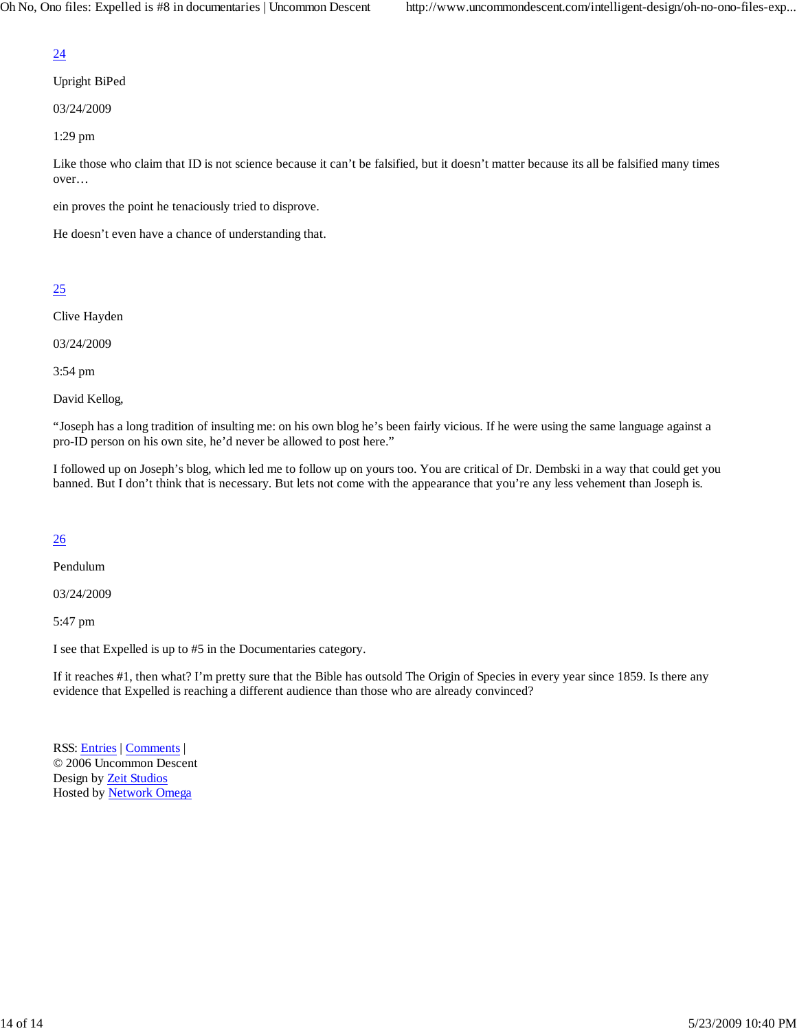24

Upright BiPed

03/24/2009

1:29 pm

Like those who claim that ID is not science because it can't be falsified, but it doesn't matter because its all be falsified many times over…

ein proves the point he tenaciously tried to disprove.

He doesn't even have a chance of understanding that.

25

Clive Hayden

03/24/2009

3:54 pm

David Kellog,

"Joseph has a long tradition of insulting me: on his own blog he's been fairly vicious. If he were using the same language against a pro-ID person on his own site, he'd never be allowed to post here."

I followed up on Joseph's blog, which led me to follow up on yours too. You are critical of Dr. Dembski in a way that could get you banned. But I don't think that is necessary. But lets not come with the appearance that you're any less vehement than Joseph is.

26

Pendulum

03/24/2009

5:47 pm

I see that Expelled is up to #5 in the Documentaries category.

If it reaches #1, then what? I'm pretty sure that the Bible has outsold The Origin of Species in every year since 1859. Is there any evidence that Expelled is reaching a different audience than those who are already convinced?

RSS: Entries | Comments |
© 2006 Uncommon Descent
Design by Zeit Studios
Hosted by Network Omega